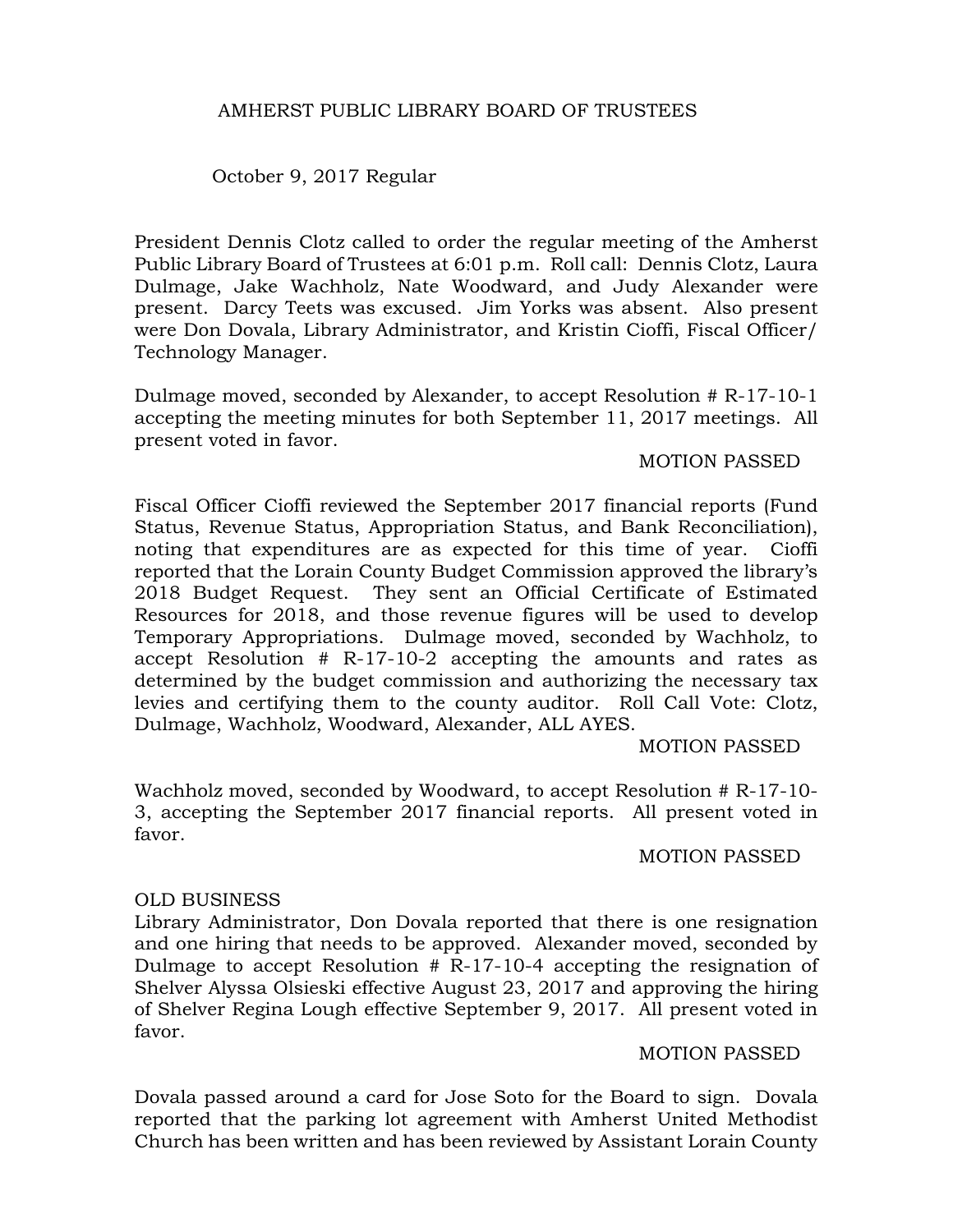# AMHERST PUBLIC LIBRARY BOARD OF TRUSTEES

October 9, 2017 Regular

President Dennis Clotz called to order the regular meeting of the Amherst Public Library Board of Trustees at 6:01 p.m. Roll call: Dennis Clotz, Laura Dulmage, Jake Wachholz, Nate Woodward, and Judy Alexander were present. Darcy Teets was excused. Jim Yorks was absent. Also present were Don Dovala, Library Administrator, and Kristin Cioffi, Fiscal Officer/ Technology Manager.

Dulmage moved, seconded by Alexander, to accept Resolution # R-17-10-1 accepting the meeting minutes for both September 11, 2017 meetings. All present voted in favor.

MOTION PASSED

Fiscal Officer Cioffi reviewed the September 2017 financial reports (Fund Status, Revenue Status, Appropriation Status, and Bank Reconciliation), noting that expenditures are as expected for this time of year. Cioffi reported that the Lorain County Budget Commission approved the library's 2018 Budget Request. They sent an Official Certificate of Estimated Resources for 2018, and those revenue figures will be used to develop Temporary Appropriations. Dulmage moved, seconded by Wachholz, to accept Resolution # R-17-10-2 accepting the amounts and rates as determined by the budget commission and authorizing the necessary tax levies and certifying them to the county auditor. Roll Call Vote: Clotz, Dulmage, Wachholz, Woodward, Alexander, ALL AYES.

MOTION PASSED

Wachholz moved, seconded by Woodward, to accept Resolution # R-17-10-3, accepting the September 2017 financial reports. All present voted in favor.

MOTION PASSED

## OLD BUSINESS

Library Administrator, Don Dovala reported that there is one resignation and one hiring that needs to be approved. Alexander moved, seconded by Dulmage to accept Resolution # R-17-10-4 accepting the resignation of Shelver Alyssa Olsieski effective August 23, 2017 and approving the hiring of Shelver Regina Lough effective September 9, 2017. All present voted in favor.

MOTION PASSED

Dovala passed around a card for Jose Soto for the Board to sign. Dovala reported that the parking lot agreement with Amherst United Methodist Church has been written and has been reviewed by Assistant Lorain County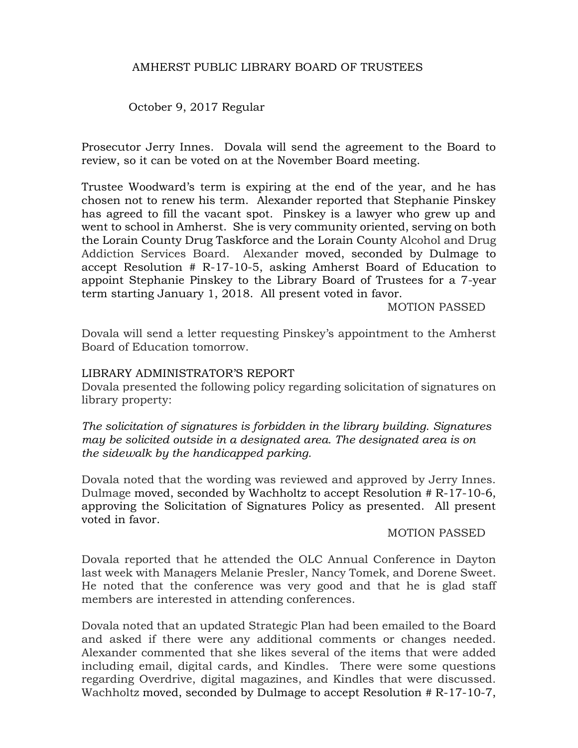AMHERST PUBLIC LIBRARY BOARD OF TRUSTEES

October 9, 2017 Regular

Prosecutor Jerry Innes. Dovala will send the agreement to the Board to review, so it can be voted on at the November Board meeting.

Trustee Woodward's term is expiring at the end of the year, and he has chosen not to renew his term. Alexander reported that Stephanie Pinskey has agreed to fill the vacant spot. Pinskey is a lawyer who grew up and went to school in Amherst. She is very community oriented, serving on both the Lorain County Drug Taskforce and the Lorain County Alcohol and Drug Addiction Services Board. Alexander moved, seconded by Dulmage to accept Resolution # R-17-10-5, asking Amherst Board of Education to appoint Stephanie Pinskey to the Library Board of Trustees for a 7-year term starting January 1, 2018. All present voted in favor.

MOTION PASSED

Dovala will send a letter requesting Pinskey's appointment to the Amherst Board of Education tomorrow.

LIBRARY ADMINISTRATOR'S REPORT

Dovala presented the following policy regarding solicitation of signatures on library property:

*The solicitation of signatures is forbidden in the library building. Signatures may be solicited outside in a designated area. The designated area is on the sidewalk by the handicapped parking.*

Dovala noted that the wording was reviewed and approved by Jerry Innes. Dulmage moved, seconded by Wachholtz to accept Resolution # R-17-10-6, approving the Solicitation of Signatures Policy as presented. All present voted in favor.

MOTION PASSED

Dovala reported that he attended the OLC Annual Conference in Dayton last week with Managers Melanie Presler, Nancy Tomek, and Dorene Sweet. He noted that the conference was very good and that he is glad staff members are interested in attending conferences.

Dovala noted that an updated Strategic Plan had been emailed to the Board and asked if there were any additional comments or changes needed. Alexander commented that she likes several of the items that were added including email, digital cards, and Kindles. There were some questions regarding Overdrive, digital magazines, and Kindles that were discussed. Wachholtz moved, seconded by Dulmage to accept Resolution # R-17-10-7,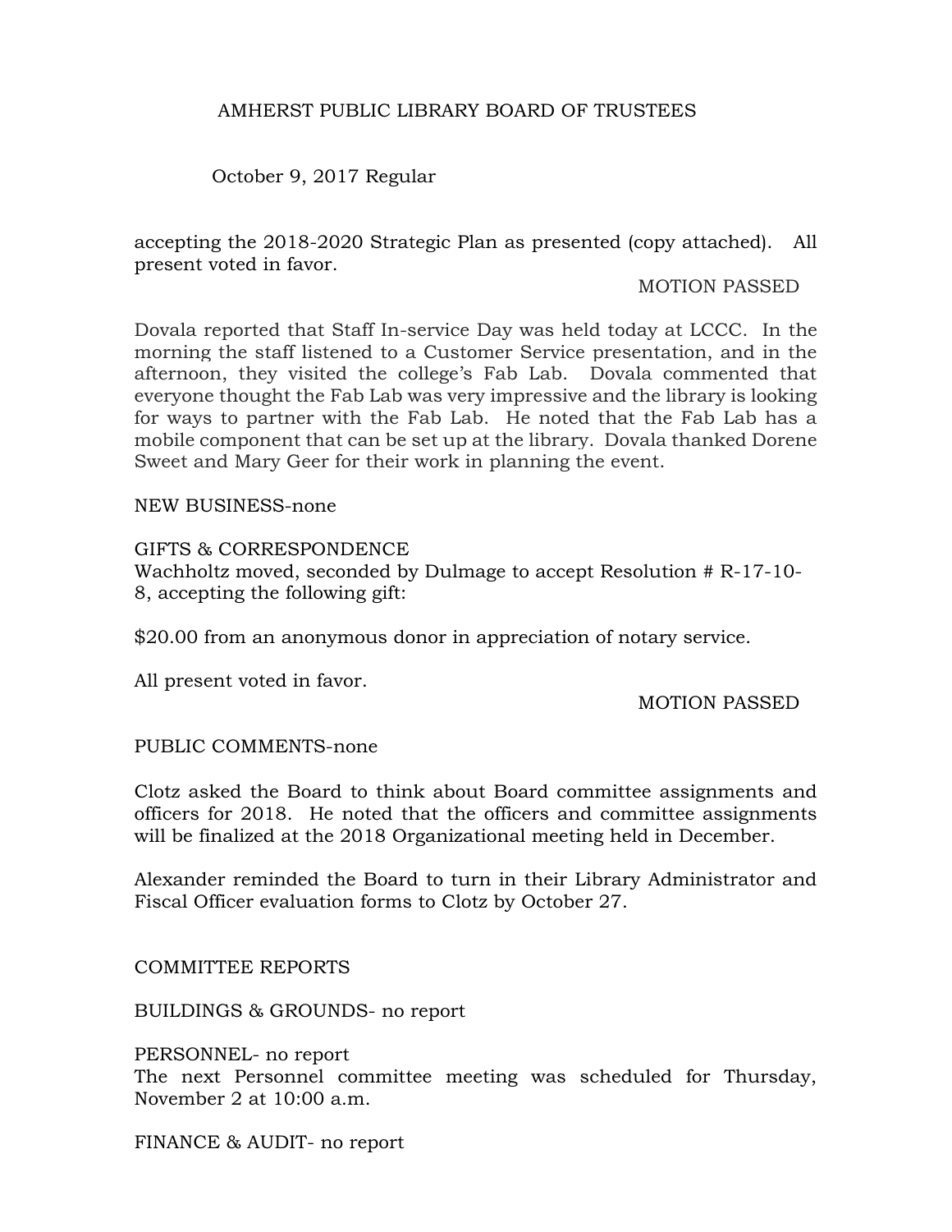AMHERST PUBLIC LIBRARY BOARD OF TRUSTEES

October 9, 2017 Regular

accepting the 2018-2020 Strategic Plan as presented (copy attached). All present voted in favor.

MOTION PASSED

Dovala reported that Staff In-service Day was held today at LCCC. In the morning the staff listened to a Customer Service presentation, and in the afternoon, they visited the college's Fab Lab. Dovala commented that everyone thought the Fab Lab was very impressive and the library is looking for ways to partner with the Fab Lab. He noted that the Fab Lab has a mobile component that can be set up at the library. Dovala thanked Dorene Sweet and Mary Geer for their work in planning the event.

NEW BUSINESS-none

GIFTS & CORRESPONDENCE
Wachholtz moved, seconded by Dulmage to accept Resolution # R-17-10-8, accepting the following gift:

$20.00 from an anonymous donor in appreciation of notary service.

All present voted in favor.

MOTION PASSED

PUBLIC COMMENTS-none

Clotz asked the Board to think about Board committee assignments and officers for 2018. He noted that the officers and committee assignments will be finalized at the 2018 Organizational meeting held in December.

Alexander reminded the Board to turn in their Library Administrator and Fiscal Officer evaluation forms to Clotz by October 27.

COMMITTEE REPORTS

BUILDINGS & GROUNDS- no report

PERSONNEL- no report
The next Personnel committee meeting was scheduled for Thursday, November 2 at 10:00 a.m.

FINANCE & AUDIT- no report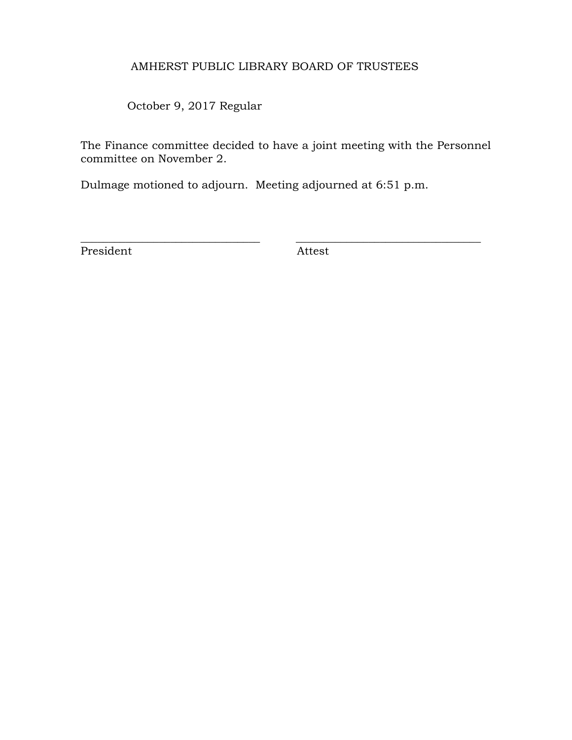AMHERST PUBLIC LIBRARY BOARD OF TRUSTEES

October 9, 2017 Regular

The Finance committee decided to have a joint meeting with the Personnel committee on November 2.

Dulmage motioned to adjourn. Meeting adjourned at 6:51 p.m.

| | |
|---|---|
| ______________________________ | ______________________________ |
| President | Attest |